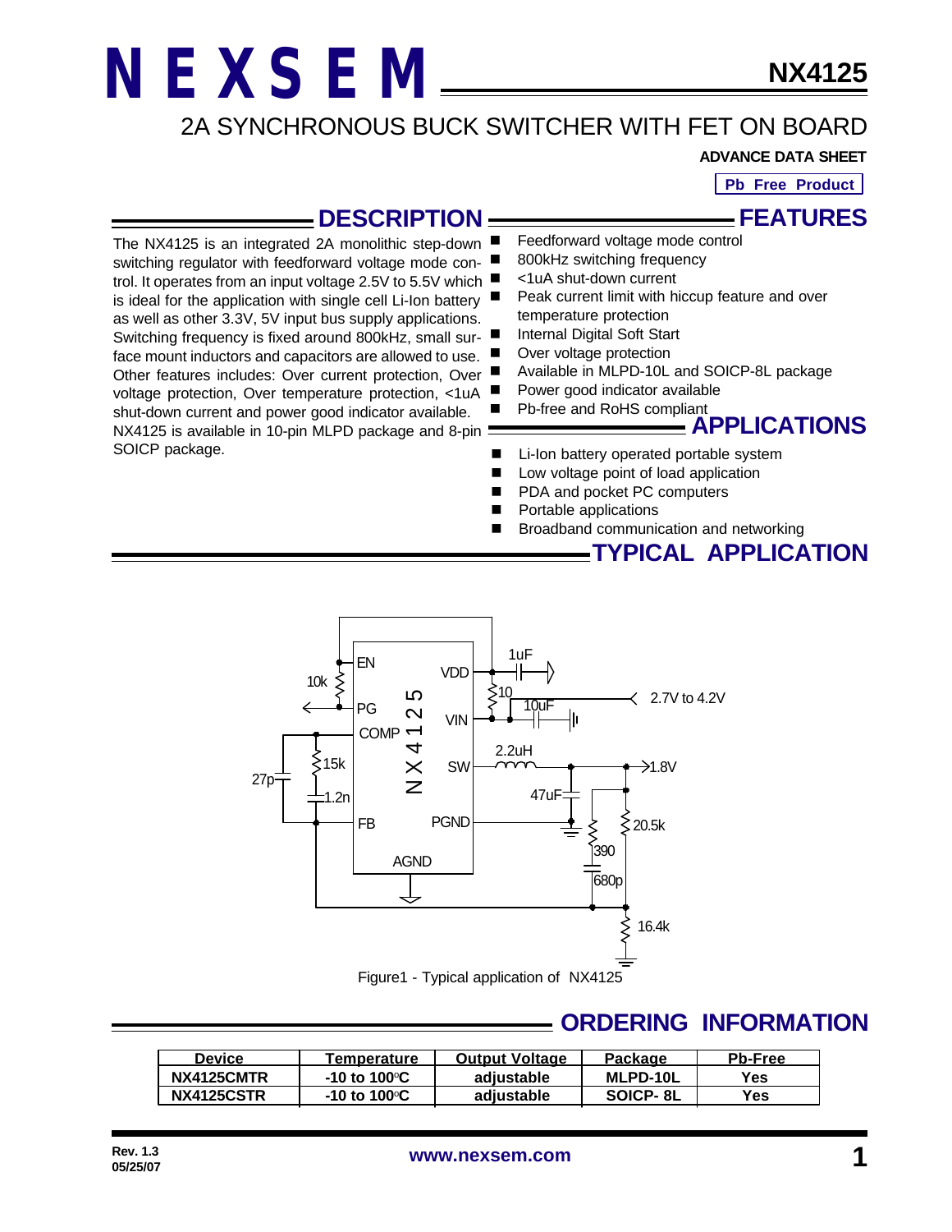# NEXSEM

**NX4125**

## 2A SYNCHRONOUS BUCK SWITCHER WITH FET ON BOARD

**ADVANCE DATA SHEET**

**Pb Free Product**

## DESCRIPTION

The NX4125 is an integrated 2A monolithic step-down switching regulator with feedforward voltage mode control. It operates from an input voltage 2.5V to 5.5V which is ideal for the application with single cell Li-Ion battery as well as other 3.3V, 5V input bus supply applications. Switching frequency is fixed around 800kHz, small surface mount inductors and capacitors are allowed to use. Other features includes: Over current protection, Over voltage protection, Over temperature protection, <1uA shut-down current and power good indicator available. NX4125 is available in 10-pin MLPD package and 8-pin SOICP package.

## FEATURES

- Feedforward voltage mode control
- 800kHz switching frequency
- <1uA shut-down current
- Peak current limit with hiccup feature and over temperature protection
- Internal Digital Soft Start
- Over voltage protection
- Available in MLPD-10L and SOICP-8L package
- Power good indicator available
- Pb-free and RoHS compliant

## APPLICATIONS

- Li-Ion battery operated portable system
- Low voltage point of load application
- PDA and pocket PC computers
- Portable applications
- Broadband communication and networking

## TYPICAL APPLICATION

Figure1 - Typical application of NX4125

## ORDERING INFORMATION

| Device | Temperature | Output Voltage | Package | Pb-Free |
|---|---|---|---|---|
| NX4125CMTR | -10 to 100°C | adjustable | MLPD-10L | Yes |
| NX4125CSTR | -10 to 100°C | adjustable | SOICP- 8L | Yes |

Rev. 1.3
05/25/07

www.nexsem.com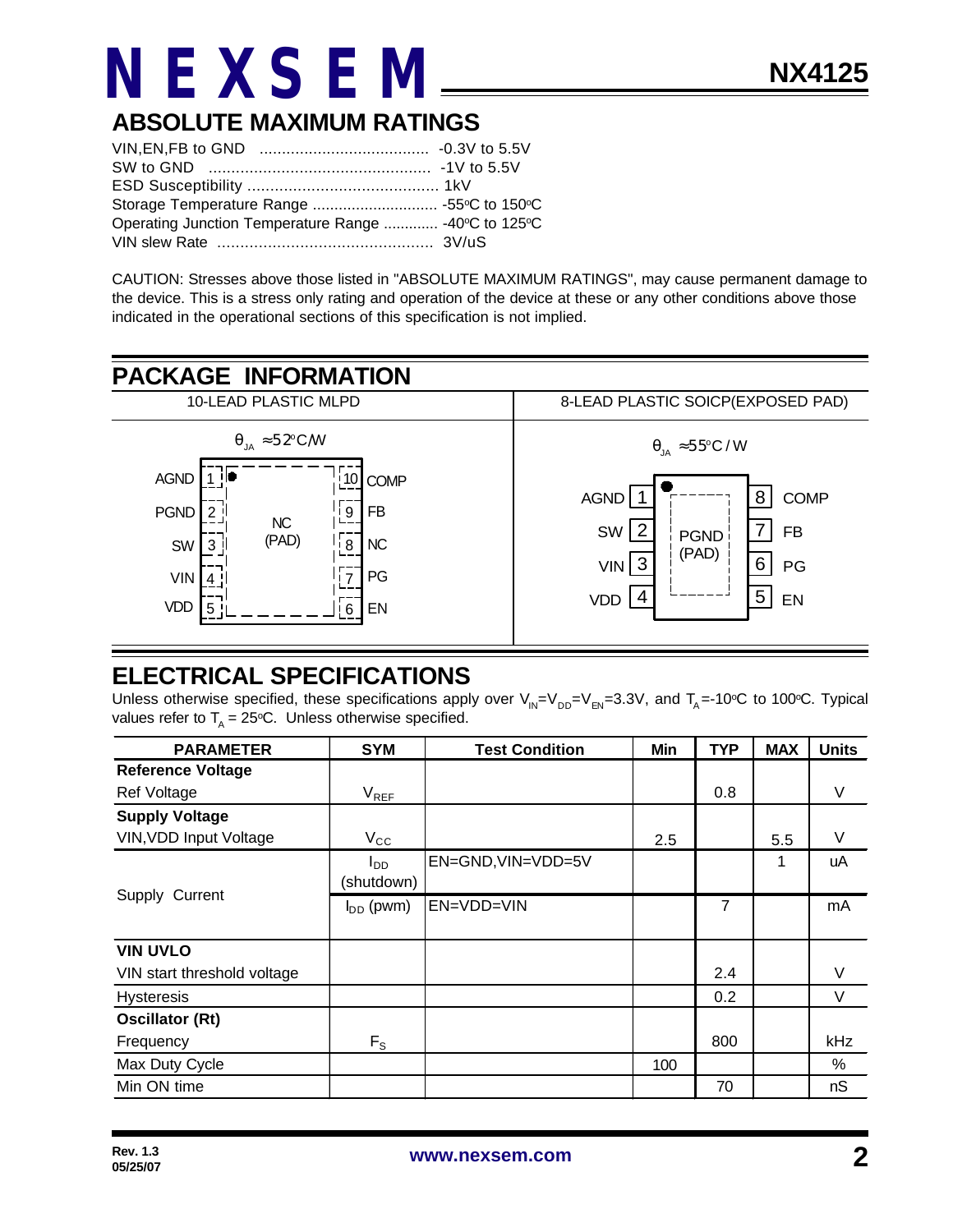## ABSOLUTE MAXIMUM RATINGS

VIN,EN,FB to GND ...................................... -0.3V to 5.5V
SW to GND ................................................. -1V to 5.5V
ESD Susceptibility .......................................... 1kV
Storage Temperature Range ............................ -55°C to 150°C
Operating Junction Temperature Range ............ -40°C to 125°C
VIN slew Rate ............................................... 3V/uS

CAUTION: Stresses above those listed in "ABSOLUTE MAXIMUM RATINGS", may cause permanent damage to the device. This is a stress only rating and operation of the device at these or any other conditions above those indicated in the operational sections of this specification is not implied.

## PACKAGE INFORMATION

| 10-LEAD PLASTIC MLPD | 8-LEAD PLASTIC SOICP(EXPOSED PAD) |
|---|---|
| $\theta_{JA} \approx 52^{o}C/W$ | $\theta_{JA} \approx 55^{o}C/W$ |
| 1 AGND, 2 PGND, 3 SW, 4 VIN, 5 VDD, 6 EN, 7 PG, 8 NC, 9 FB, 10 COMP; NC (PAD) | 1 AGND, 2 SW, 3 VIN, 4 VDD, 5 EN, 6 PG, 7 FB, 8 COMP; PGND (PAD) |

## ELECTRICAL SPECIFICATIONS

Unless otherwise specified, these specifications apply over $V_{IN}=V_{DD}=V_{EN}=3.3V$, and $T_A=-10^{o}C$ to $100^{o}C$. Typical values refer to $T_A = 25^{o}C$. Unless otherwise specified.

| PARAMETER | SYM | Test Condition | Min | TYP | MAX | Units |
|---|---|---|---|---|---|---|
| **Reference Voltage** | | | | | | |
| Ref Voltage | $V_{REF}$ | | | 0.8 | | V |
| **Supply Voltage** | | | | | | |
| VIN,VDD Input Voltage | $V_{CC}$ | | 2.5 | | 5.5 | V |
| Supply Current | $I_{DD}$ (shutdown) | EN=GND,VIN=VDD=5V | | | 1 | uA |
| | $I_{DD}$ (pwm) | EN=VDD=VIN | | 7 | | mA |
| **VIN UVLO** | | | | | | |
| VIN start threshold voltage | | | | 2.4 | | V |
| Hysteresis | | | | 0.2 | | V |
| **Oscillator (Rt)** | | | | | | |
| Frequency | $F_S$ | | | 800 | | kHz |
| Max Duty Cycle | | | 100 | | | % |
| Min ON time | | | | 70 | | nS |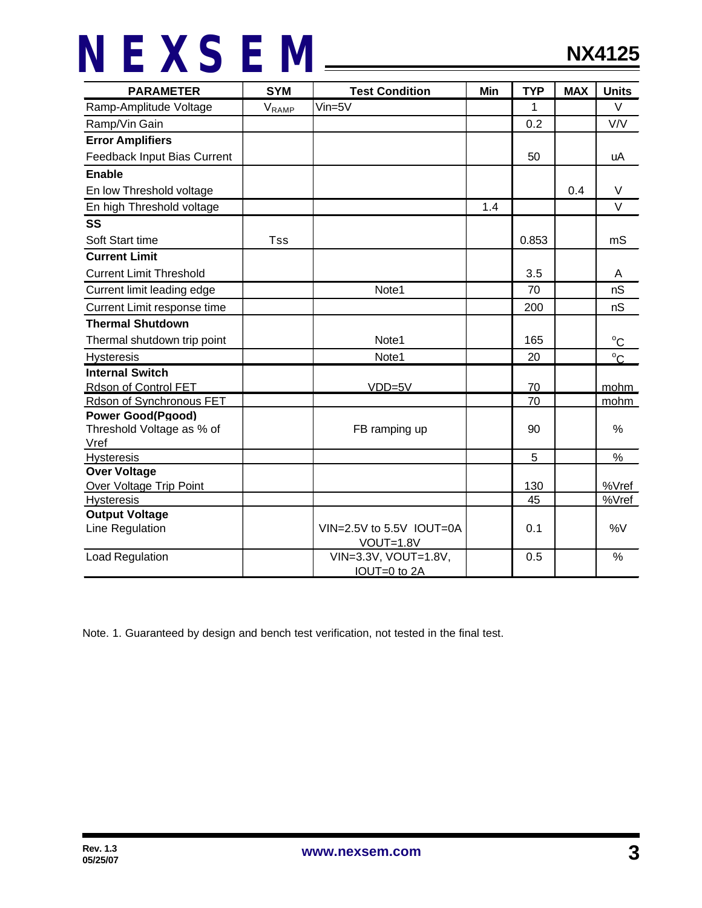| PARAMETER | SYM | Test Condition | Min | TYP | MAX | Units |
|---|---|---|---|---|---|---|
| Ramp-Amplitude Voltage | $V_{RAMP}$ | Vin=5V | | 1 | | V |
| Ramp/Vin Gain | | | | 0.2 | | V/V |
| **Error Amplifiers** | | | | | | |
| Feedback Input Bias Current | | | | 50 | | uA |
| **Enable** | | | | | | |
| En low Threshold voltage | | | | | 0.4 | V |
| En high Threshold voltage | | | 1.4 | | | V |
| **SS** | | | | | | |
| Soft Start time | Tss | | | 0.853 | | mS |
| **Current Limit** | | | | | | |
| Current Limit Threshold | | | | 3.5 | | A |
| Current limit leading edge | | Note1 | | 70 | | nS |
| Current Limit response time | | | | 200 | | nS |
| **Thermal Shutdown** | | | | | | |
| Thermal shutdown trip point | | Note1 | | 165 | | $^{o}C$ |
| Hysteresis | | Note1 | | 20 | | $^{o}C$ |
| **Internal Switch** | | | | | | |
| Rdson of Control FET | | VDD=5V | | 70 | | mohm |
| Rdson of Synchronous FET | | | | 70 | | mohm |
| **Power Good(Pgood)** | | | | | | |
| Threshold Voltage as % of Vref | | FB ramping up | | 90 | | % |
| Hysteresis | | | | 5 | | % |
| **Over Voltage** | | | | | | |
| Over Voltage Trip Point | | | | 130 | | %Vref |
| Hysteresis | | | | 45 | | %Vref |
| **Output Voltage** | | | | | | |
| Line Regulation | | VIN=2.5V to 5.5V IOUT=0A VOUT=1.8V | | 0.1 | | %V |
| Load Regulation | | VIN=3.3V, VOUT=1.8V, IOUT=0 to 2A | | 0.5 | | % |

Note. 1. Guaranteed by design and bench test verification, not tested in the final test.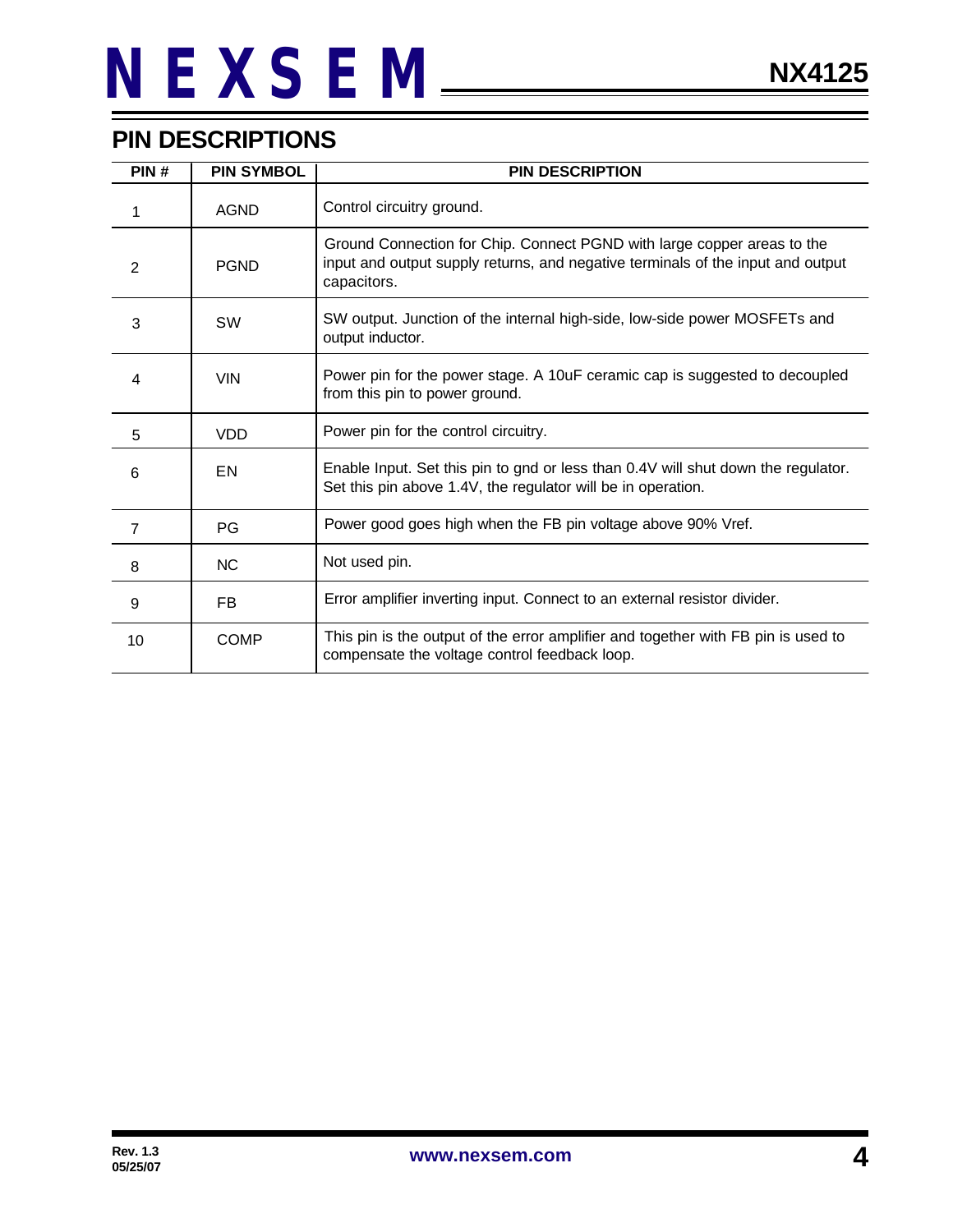## PIN DESCRIPTIONS

| PIN # | PIN SYMBOL | PIN DESCRIPTION |
|---|---|---|
| 1 | AGND | Control circuitry ground. |
| 2 | PGND | Ground Connection for Chip. Connect PGND with large copper areas to the input and output supply returns, and negative terminals of the input and output capacitors. |
| 3 | SW | SW output. Junction of the internal high-side, low-side power MOSFETs and output inductor. |
| 4 | VIN | Power pin for the power stage. A 10uF ceramic cap is suggested to decoupled from this pin to power ground. |
| 5 | VDD | Power pin for the control circuitry. |
| 6 | EN | Enable Input. Set this pin to gnd or less than 0.4V will shut down the regulator. Set this pin above 1.4V, the regulator will be in operation. |
| 7 | PG | Power good goes high when the FB pin voltage above 90% Vref. |
| 8 | NC | Not used pin. |
| 9 | FB | Error amplifier inverting input. Connect to an external resistor divider. |
| 10 | COMP | This pin is the output of the error amplifier and together with FB pin is used to compensate the voltage control feedback loop. |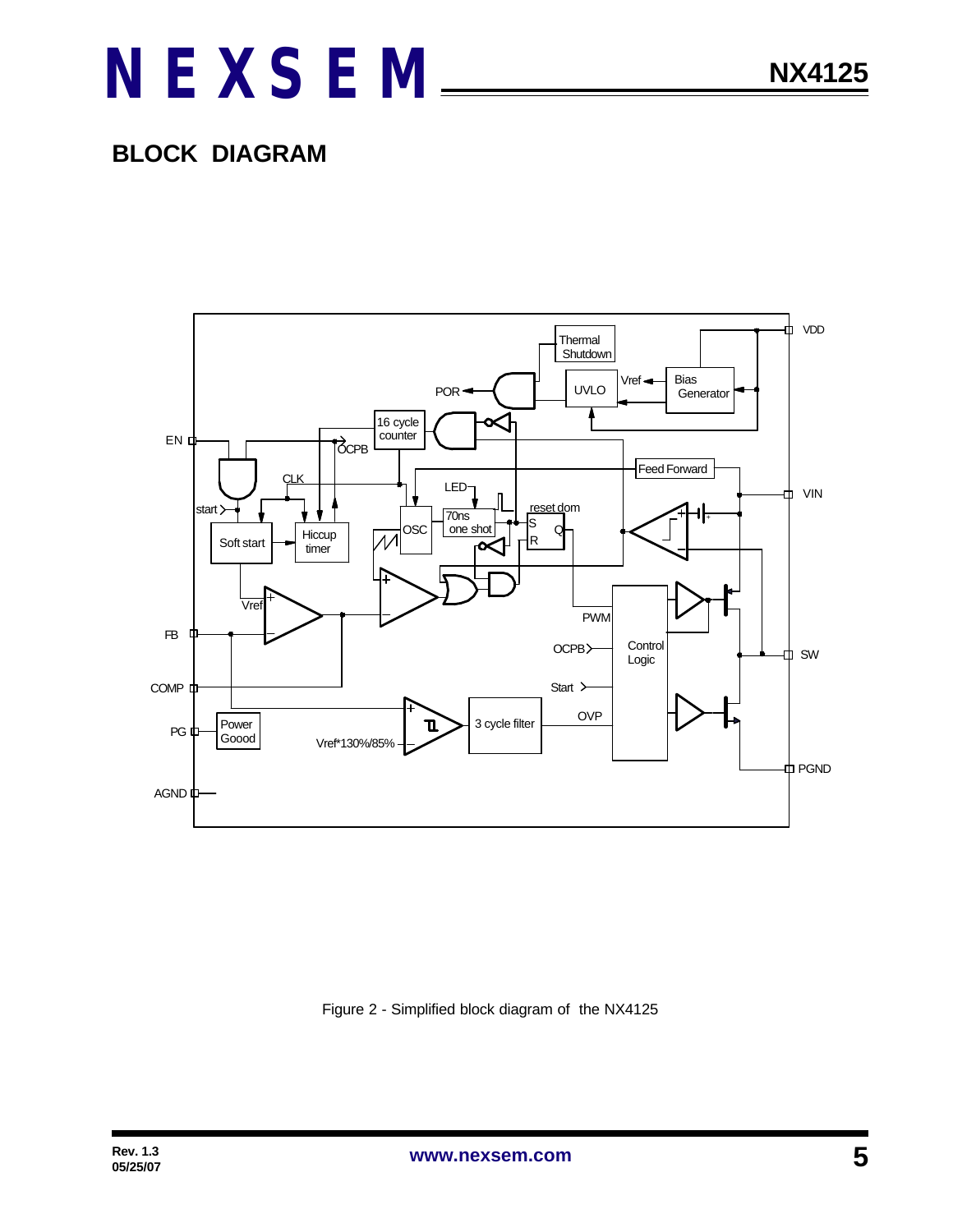## BLOCK DIAGRAM

Figure 2 - Simplified block diagram of the NX4125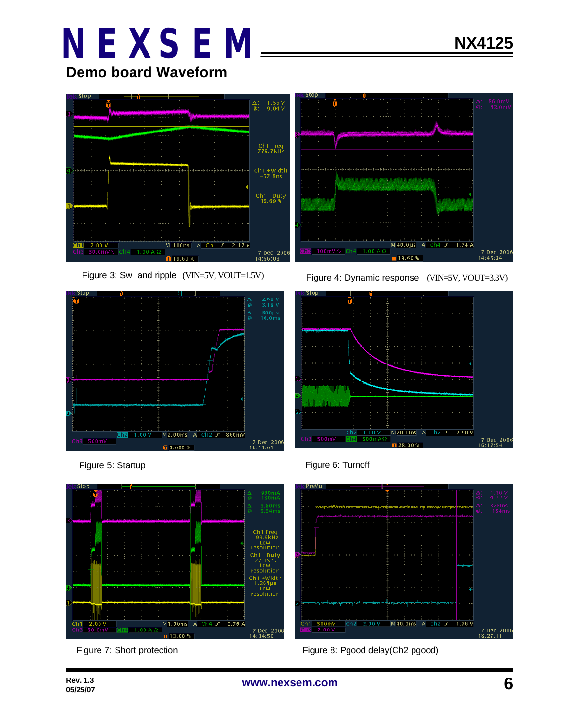## Demo board Waveform

Figure 3: Sw and ripple (VIN=5V, VOUT=1.5V)

Figure 4: Dynamic response (VIN=5V, VOUT=3.3V)

Figure 5: Startup

Figure 6: Turnoff

Figure 7: Short protection

Figure 8: Pgood delay(Ch2 pgood)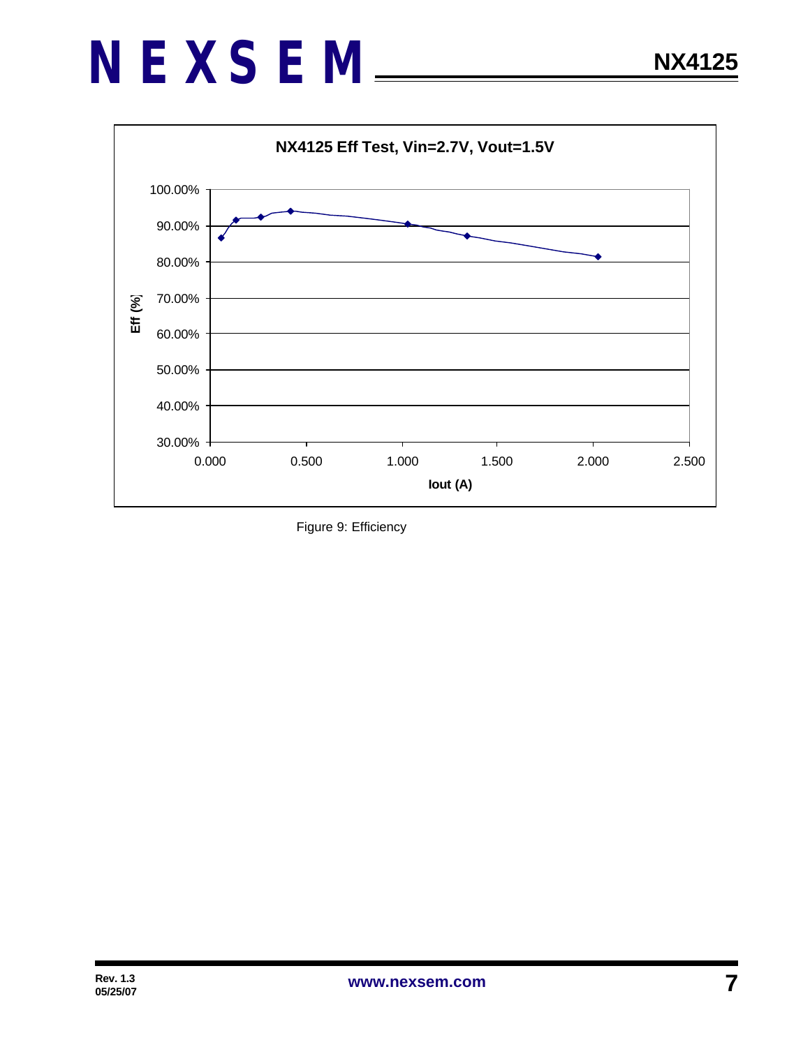NX4125 Eff Test, Vin=2.7V, Vout=1.5V

100.00%
90.00%
80.00%
70.00%
60.00%
50.00%
40.00%
30.00%

Eff (%)

0.000
0.500
1.000
1.500
2.000
2.500

Iout (A)

Figure 9: Efficiency